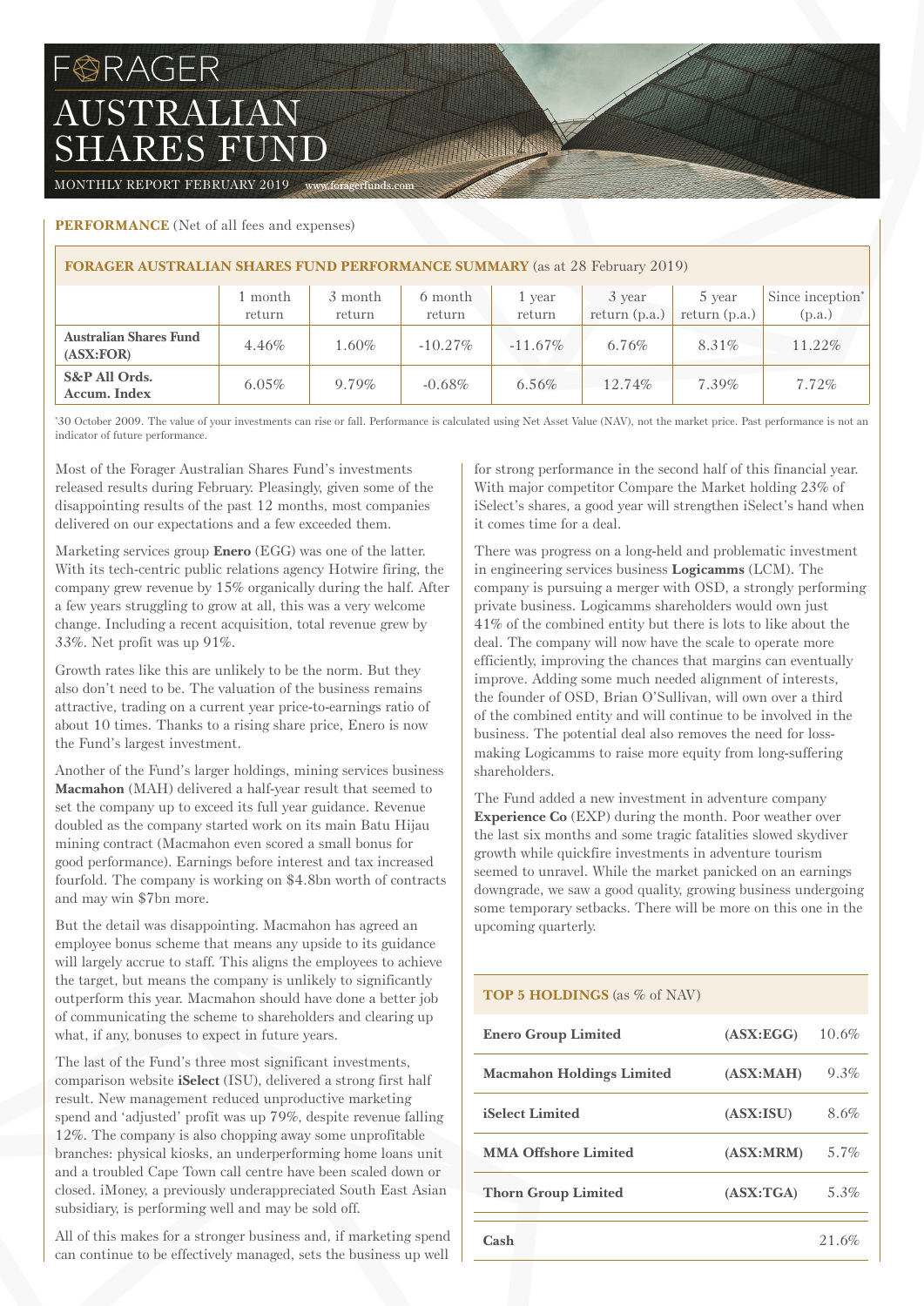# FORAGER

# AUSTRALIAN SHARES FUND

MONTHLY REPORT FEBRUARY 2019 www.foragerfunds.com

**PERFORMANCE** (Net of all fees and expenses)

| FORAGER AUSTRALIAN SHARES FUND PERFORMANCE SUMMARY (as at 28 February 2019) | | | | | | | |
|---|---|---|---|---|---|---|---|
| | 1 month return | 3 month return | 6 month return | 1 year return | 3 year return (p.a.) | 5 year return (p.a.) | Since inception* (p.a.) |
| **Australian Shares Fund (ASX:FOR)** | 4.46% | 1.60% | -10.27% | -11.67% | 6.76% | 8.31% | 11.22% |
| **S&P All Ords. Accum. Index** | 6.05% | 9.79% | -0.68% | 6.56% | 12.74% | 7.39% | 7.72% |

*30 October 2009. The value of your investments can rise or fall. Performance is calculated using Net Asset Value (NAV), not the market price. Past performance is not an indicator of future performance.

Most of the Forager Australian Shares Fund's investments released results during February. Pleasingly, given some of the disappointing results of the past 12 months, most companies delivered on our expectations and a few exceeded them.

Marketing services group **Enero** (EGG) was one of the latter. With its tech-centric public relations agency Hotwire firing, the company grew revenue by 15% organically during the half. After a few years struggling to grow at all, this was a very welcome change. Including a recent acquisition, total revenue grew by 33%. Net profit was up 91%.

Growth rates like this are unlikely to be the norm. But they also don't need to be. The valuation of the business remains attractive, trading on a current year price-to-earnings ratio of about 10 times. Thanks to a rising share price, Enero is now the Fund's largest investment.

Another of the Fund's larger holdings, mining services business **Macmahon** (MAH) delivered a half-year result that seemed to set the company up to exceed its full year guidance. Revenue doubled as the company started work on its main Batu Hijau mining contract (Macmahon even scored a small bonus for good performance). Earnings before interest and tax increased fourfold. The company is working on $4.8bn worth of contracts and may win $7bn more.

But the detail was disappointing. Macmahon has agreed an employee bonus scheme that means any upside to its guidance will largely accrue to staff. This aligns the employees to achieve the target, but means the company is unlikely to significantly outperform this year. Macmahon should have done a better job of communicating the scheme to shareholders and clearing up what, if any, bonuses to expect in future years.

The last of the Fund's three most significant investments, comparison website **iSelect** (ISU), delivered a strong first half result. New management reduced unproductive marketing spend and 'adjusted' profit was up 79%, despite revenue falling 12%. The company is also chopping away some unprofitable branches: physical kiosks, an underperforming home loans unit and a troubled Cape Town call centre have been scaled down or closed. iMoney, a previously underappreciated South East Asian subsidiary, is performing well and may be sold off.

All of this makes for a stronger business and, if marketing spend can continue to be effectively managed, sets the business up well for strong performance in the second half of this financial year. With major competitor Compare the Market holding 23% of iSelect's shares, a good year will strengthen iSelect's hand when it comes time for a deal.

There was progress on a long-held and problematic investment in engineering services business **Logicamms** (LCM). The company is pursuing a merger with OSD, a strongly performing private business. Logicamms shareholders would own just 41% of the combined entity but there is lots to like about the deal. The company will now have the scale to operate more efficiently, improving the chances that margins can eventually improve. Adding some much needed alignment of interests, the founder of OSD, Brian O'Sullivan, will own over a third of the combined entity and will continue to be involved in the business. The potential deal also removes the need for loss-making Logicamms to raise more equity from long-suffering shareholders.

The Fund added a new investment in adventure company **Experience Co** (EXP) during the month. Poor weather over the last six months and some tragic fatalities slowed skydiver growth while quickfire investments in adventure tourism seemed to unravel. While the market panicked on an earnings downgrade, we saw a good quality, growing business undergoing some temporary setbacks. There will be more on this one in the upcoming quarterly.

| TOP 5 HOLDINGS (as % of NAV) | | |
|---|---|---|
| **Enero Group Limited** | **(ASX:EGG)** | 10.6% |
| **Macmahon Holdings Limited** | **(ASX:MAH)** | 9.3% |
| **iSelect Limited** | **(ASX:ISU)** | 8.6% |
| **MMA Offshore Limited** | **(ASX:MRM)** | 5.7% |
| **Thorn Group Limited** | **(ASX:TGA)** | 5.3% |
| **Cash** | | 21.6% |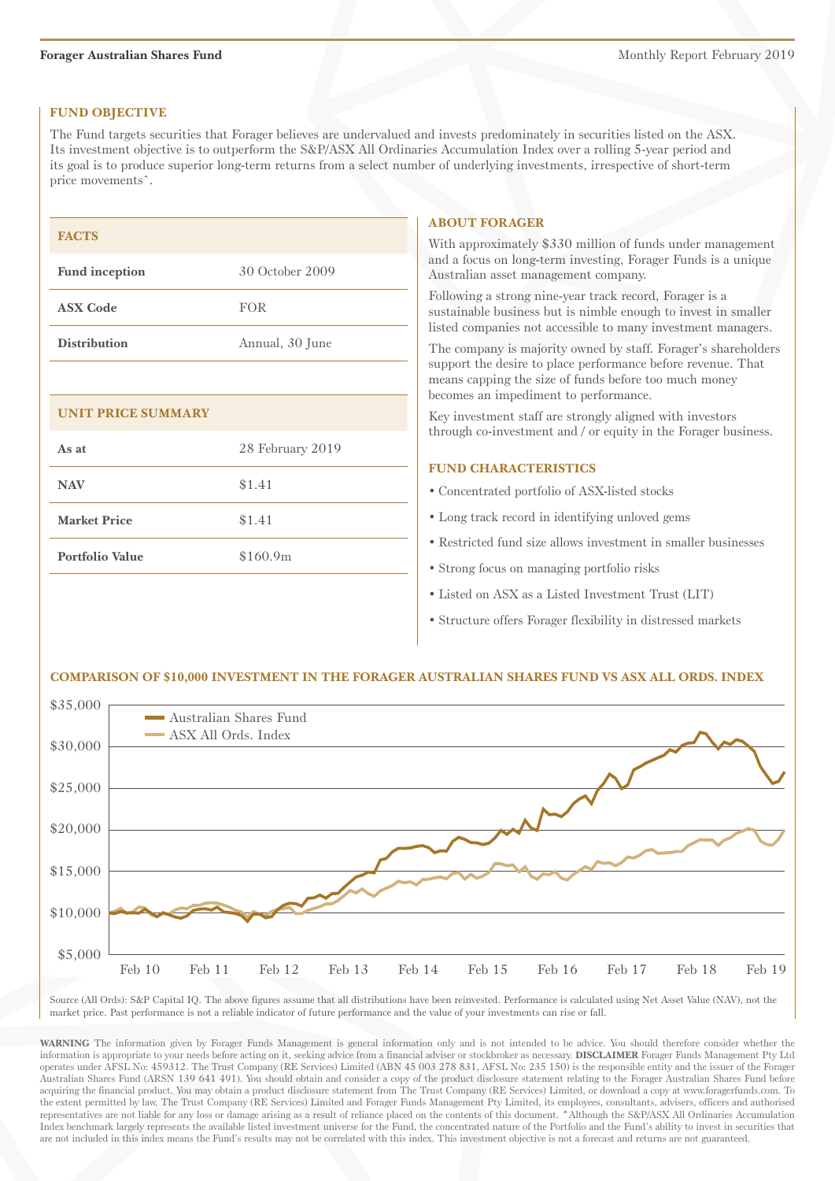## FUND OBJECTIVE

The Fund targets securities that Forager believes are undervalued and invests predominately in securities listed on the ASX. Its investment objective is to outperform the S&P/ASX All Ordinaries Accumulation Index over a rolling 5-year period and its goal is to produce superior long-term returns from a select number of underlying investments, irrespective of short-term price movements^.

| FACTS | |
|---|---|
| **Fund inception** | 30 October 2009 |
| **ASX Code** | FOR |
| **Distribution** | Annual, 30 June |

| UNIT PRICE SUMMARY | |
|---|---|
| **As at** | 28 February 2019 |
| **NAV** | $1.41 |
| **Market Price** | $1.41 |
| **Portfolio Value** | $160.9m |

## ABOUT FORAGER

With approximately $330 million of funds under management and a focus on long-term investing, Forager Funds is a unique Australian asset management company.

Following a strong nine-year track record, Forager is a sustainable business but is nimble enough to invest in smaller listed companies not accessible to many investment managers.

The company is majority owned by staff. Forager's shareholders support the desire to place performance before revenue. That means capping the size of funds before too much money becomes an impediment to performance.

Key investment staff are strongly aligned with investors through co-investment and / or equity in the Forager business.

## FUND CHARACTERISTICS

- Concentrated portfolio of ASX-listed stocks
- Long track record in identifying unloved gems
- Restricted fund size allows investment in smaller businesses
- Strong focus on managing portfolio risks
- Listed on ASX as a Listed Investment Trust (LIT)
- Structure offers Forager flexibility in distressed markets

## COMPARISON OF $10,000 INVESTMENT IN THE FORAGER AUSTRALIAN SHARES FUND VS ASX ALL ORDS. INDEX

Australian Shares Fund
ASX All Ords. Index

$35,000
$30,000
$25,000
$20,000
$15,000
$10,000
$5,000

Feb 10, Feb 11, Feb 12, Feb 13, Feb 14, Feb 15, Feb 16, Feb 17, Feb 18, Feb 19

Source (All Ords): S&P Capital IQ. The above figures assume that all distributions have been reinvested. Performance is calculated using Net Asset Value (NAV), not the market price. Past performance is not a reliable indicator of future performance and the value of your investments can rise or fall.

**WARNING** The information given by Forager Funds Management is general information only and is not intended to be advice. You should therefore consider whether the information is appropriate to your needs before acting on it, seeking advice from a financial adviser or stockbroker as necessary. **DISCLAIMER** Forager Funds Management Pty Ltd operates under AFSL No: 459312. The Trust Company (RE Services) Limited (ABN 45 003 278 831, AFSL No: 235 150) is the responsible entity and the issuer of the Forager Australian Shares Fund (ARSN 139 641 491). You should obtain and consider a copy of the product disclosure statement relating to the Forager Australian Shares Fund before acquiring the financial product. You may obtain a product disclosure statement from The Trust Company (RE Services) Limited, or download a copy at www.foragerfunds.com. To the extent permitted by law, The Trust Company (RE Services) Limited and Forager Funds Management Pty Limited, its employees, consultants, advisers, officers and authorised representatives are not liable for any loss or damage arising as a result of reliance placed on the contents of this document. ^Although the S&P/ASX All Ordinaries Accumulation Index benchmark largely represents the available listed investment universe for the Fund, the concentrated nature of the Portfolio and the Fund's ability to invest in securities that are not included in this index means the Fund's results may not be correlated with this index. This investment objective is not a forecast and returns are not guaranteed.